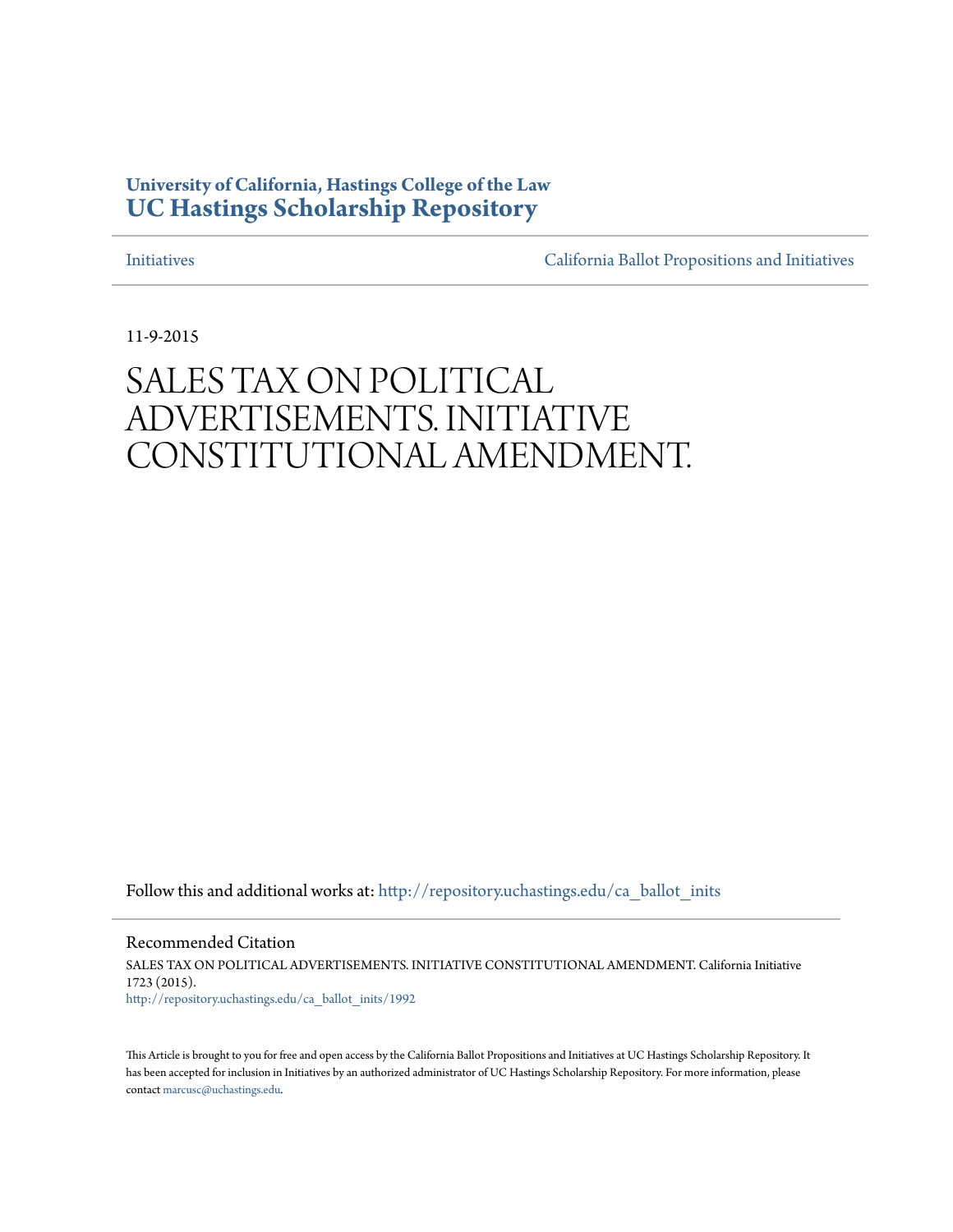**University of California, Hastings College of the Law**
**UC Hastings Scholarship Repository**

Initiatives | California Ballot Propositions and Initiatives

11-9-2015

# SALES TAX ON POLITICAL ADVERTISEMENTS. INITIATIVE CONSTITUTIONAL AMENDMENT.

Follow this and additional works at: http://repository.uchastings.edu/ca_ballot_inits

## Recommended Citation

SALES TAX ON POLITICAL ADVERTISEMENTS. INITIATIVE CONSTITUTIONAL AMENDMENT. California Initiative 1723 (2015).
http://repository.uchastings.edu/ca_ballot_inits/1992

This Article is brought to you for free and open access by the California Ballot Propositions and Initiatives at UC Hastings Scholarship Repository. It has been accepted for inclusion in Initiatives by an authorized administrator of UC Hastings Scholarship Repository. For more information, please contact marcusc@uchastings.edu.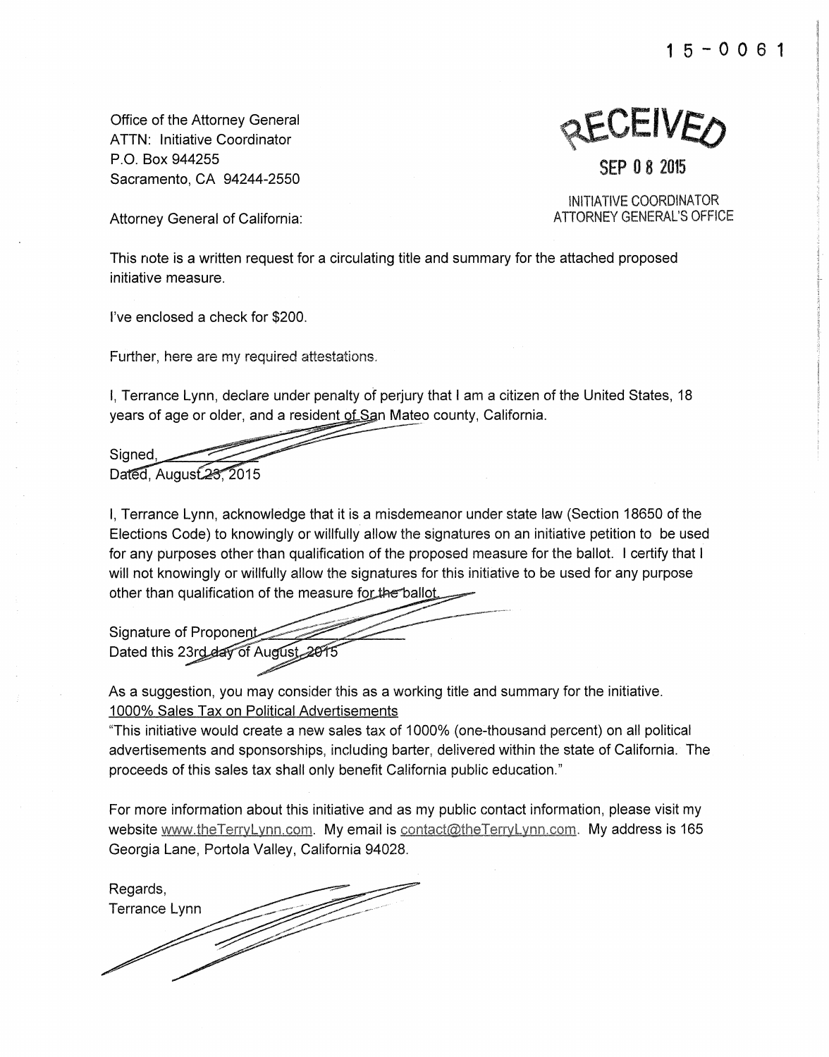15-0061

Office of the Attorney General
ATTN: Initiative Coordinator
P.O. Box 944255
Sacramento, CA 94244-2550

RECEIVED

SEP 08 2015

INITIATIVE COORDINATOR
ATTORNEY GENERAL'S OFFICE

Attorney General of California:

This note is a written request for a circulating title and summary for the attached proposed initiative measure.

I've enclosed a check for $200.

Further, here are my required attestations.

I, Terrance Lynn, declare under penalty of perjury that I am a citizen of the United States, 18 years of age or older, and a resident of San Mateo county, California.

Signed,
Dated, August 23, 2015

I, Terrance Lynn, acknowledge that it is a misdemeanor under state law (Section 18650 of the Elections Code) to knowingly or willfully allow the signatures on an initiative petition to be used for any purposes other than qualification of the proposed measure for the ballot. I certify that I will not knowingly or willfully allow the signatures for this initiative to be used for any purpose other than qualification of the measure for the ballot.

Signature of Proponent
Dated this 23rd day of August, 2015

As a suggestion, you may consider this as a working title and summary for the initiative.
<u>1000% Sales Tax on Political Advertisements</u>
"This initiative would create a new sales tax of 1000% (one-thousand percent) on all political advertisements and sponsorships, including barter, delivered within the state of California. The proceeds of this sales tax shall only benefit California public education."

For more information about this initiative and as my public contact information, please visit my website www.theTerryLynn.com. My email is contact@theTerryLynn.com. My address is 165 Georgia Lane, Portola Valley, California 94028.

Regards,
Terrance Lynn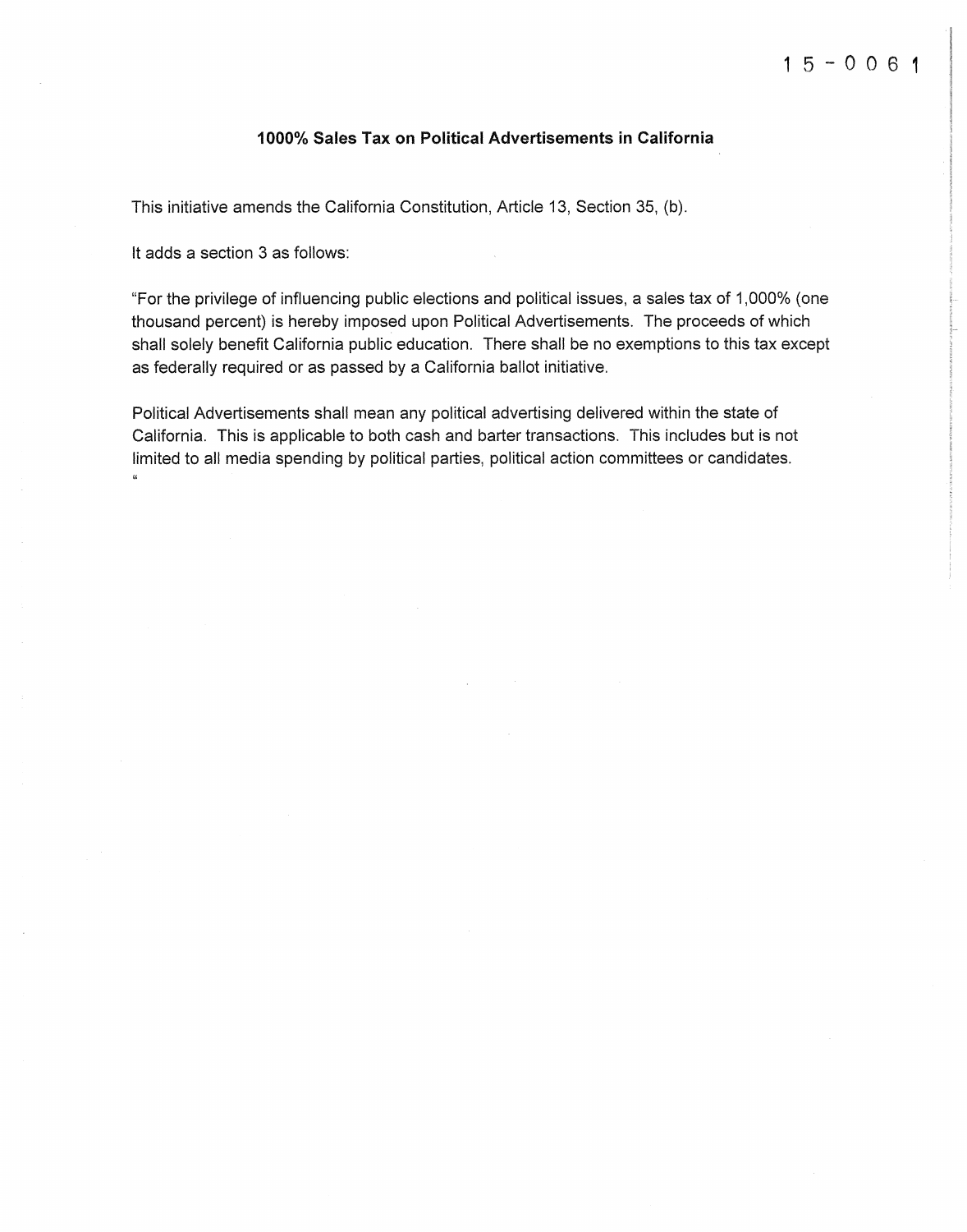15-0061

**1000% Sales Tax on Political Advertisements in California**

This initiative amends the California Constitution, Article 13, Section 35, (b).

It adds a section 3 as follows:

"For the privilege of influencing public elections and political issues, a sales tax of 1,000% (one thousand percent) is hereby imposed upon Political Advertisements. The proceeds of which shall solely benefit California public education. There shall be no exemptions to this tax except as federally required or as passed by a California ballot initiative.

Political Advertisements shall mean any political advertising delivered within the state of California. This is applicable to both cash and barter transactions. This includes but is not limited to all media spending by political parties, political action committees or candidates.
"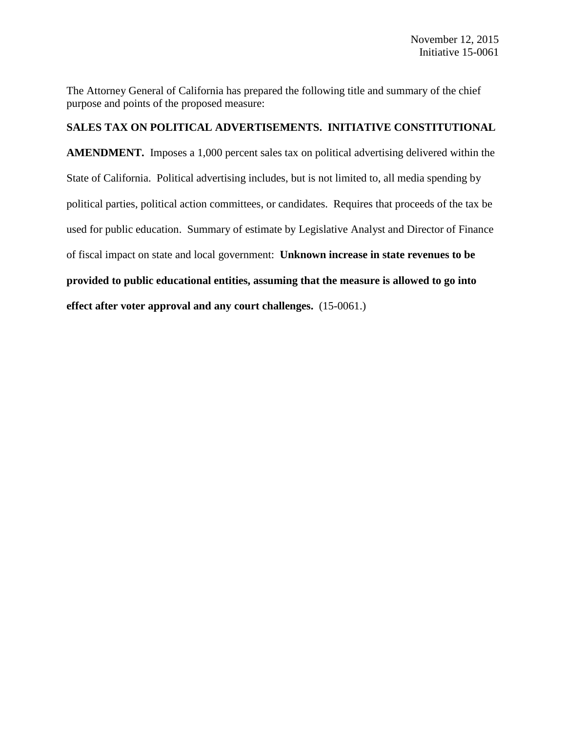November 12, 2015
Initiative 15-0061

The Attorney General of California has prepared the following title and summary of the chief purpose and points of the proposed measure:

**SALES TAX ON POLITICAL ADVERTISEMENTS. INITIATIVE CONSTITUTIONAL AMENDMENT.** Imposes a 1,000 percent sales tax on political advertising delivered within the State of California. Political advertising includes, but is not limited to, all media spending by political parties, political action committees, or candidates. Requires that proceeds of the tax be used for public education. Summary of estimate by Legislative Analyst and Director of Finance of fiscal impact on state and local government: **Unknown increase in state revenues to be provided to public educational entities, assuming that the measure is allowed to go into effect after voter approval and any court challenges.** (15-0061.)